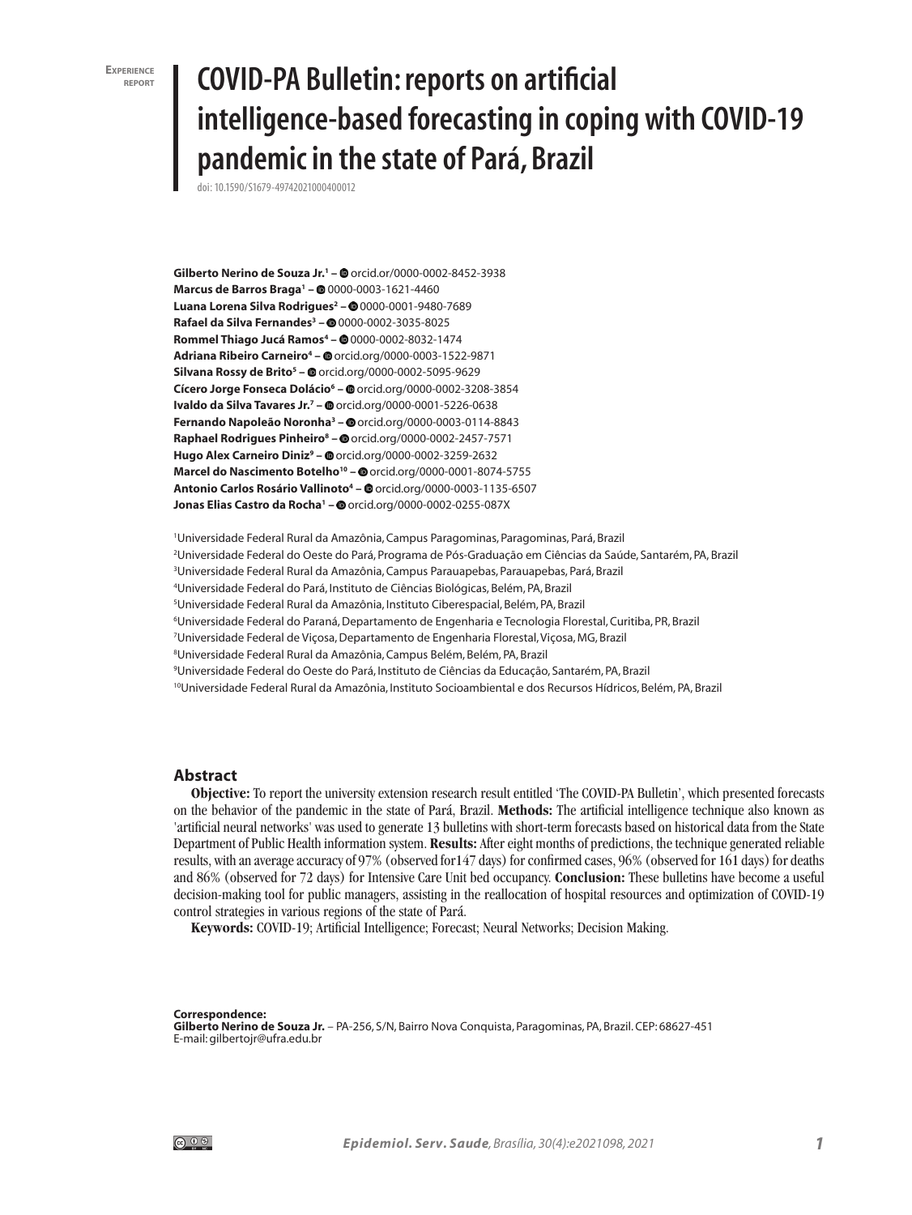Experience report

# COVID-PA Bulletin: reports on artificial intelligence-based forecasting in coping with COVID-19 pandemic in the state of Pará, Brazil

doi: 10.1590/S1679-49742021000400012

**Gilberto Nerino de Souza Jr.**[1] – orcid.or/0000-0002-8452-3938
**Marcus de Barros Braga**[1] – 0000-0003-1621-4460
**Luana Lorena Silva Rodrigues**[2] – 0000-0001-9480-7689
**Rafael da Silva Fernandes**[3] – 0000-0002-3035-8025
**Rommel Thiago Jucá Ramos**[4] – 0000-0002-8032-1474
**Adriana Ribeiro Carneiro**[4] – orcid.org/0000-0003-1522-9871
**Silvana Rossy de Brito**[5] – orcid.org/0000-0002-5095-9629
**Cícero Jorge Fonseca Dolácio**[6] – orcid.org/0000-0002-3208-3854
**Ivaldo da Silva Tavares Jr.**[7] – orcid.org/0000-0001-5226-0638
**Fernando Napoleão Noronha**[3] – orcid.org/0000-0003-0114-8843
**Raphael Rodrigues Pinheiro**[8] – orcid.org/0000-0002-2457-7571
**Hugo Alex Carneiro Diniz**[9] – orcid.org/0000-0002-3259-2632
**Marcel do Nascimento Botelho**[10] – orcid.org/0000-0001-8074-5755
**Antonio Carlos Rosário Vallinoto**[4] – orcid.org/0000-0003-1135-6507
**Jonas Elias Castro da Rocha**[1] – orcid.org/0000-0002-0255-087X

[1]Universidade Federal Rural da Amazônia, Campus Paragominas, Paragominas, Pará, Brazil
[2]Universidade Federal do Oeste do Pará, Programa de Pós-Graduação em Ciências da Saúde, Santarém, PA, Brazil
[3]Universidade Federal Rural da Amazônia, Campus Parauapebas, Parauapebas, Pará, Brazil
[4]Universidade Federal do Pará, Instituto de Ciências Biológicas, Belém, PA, Brazil
[5]Universidade Federal Rural da Amazônia, Instituto Ciberespacial, Belém, PA, Brazil
[6]Universidade Federal do Paraná, Departamento de Engenharia e Tecnologia Florestal, Curitiba, PR, Brazil
[7]Universidade Federal de Viçosa, Departamento de Engenharia Florestal, Viçosa, MG, Brazil
[8]Universidade Federal Rural da Amazônia, Campus Belém, Belém, PA, Brazil
[9]Universidade Federal do Oeste do Pará, Instituto de Ciências da Educação, Santarém, PA, Brazil
[10]Universidade Federal Rural da Amazônia, Instituto Socioambiental e dos Recursos Hídricos, Belém, PA, Brazil

## Abstract

**Objective:** To report the university extension research result entitled 'The COVID-PA Bulletin', which presented forecasts on the behavior of the pandemic in the state of Pará, Brazil. **Methods:** The artificial intelligence technique also known as 'artificial neural networks' was used to generate 13 bulletins with short-term forecasts based on historical data from the State Department of Public Health information system. **Results:** After eight months of predictions, the technique generated reliable results, with an average accuracy of 97% (observed for147 days) for confirmed cases, 96% (observed for 161 days) for deaths and 86% (observed for 72 days) for Intensive Care Unit bed occupancy. **Conclusion:** These bulletins have become a useful decision-making tool for public managers, assisting in the reallocation of hospital resources and optimization of COVID-19 control strategies in various regions of the state of Pará.

**Keywords:** COVID-19; Artificial Intelligence; Forecast; Neural Networks; Decision Making.

**Correspondence:**
**Gilberto Nerino de Souza Jr.** – PA-256, S/N, Bairro Nova Conquista, Paragominas, PA, Brazil. CEP: 68627-451
E-mail: gilbertojr@ufra.edu.br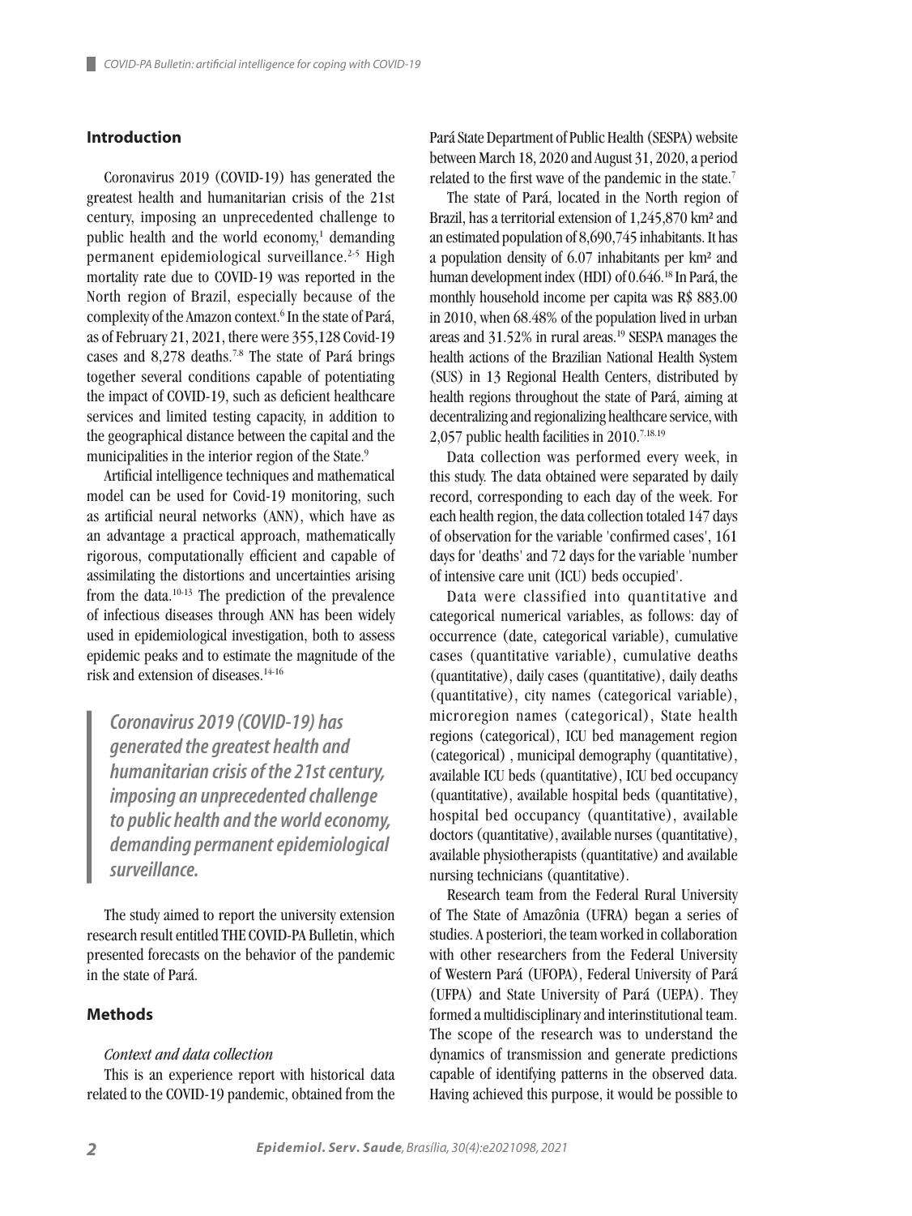## Introduction

Coronavirus 2019 (COVID-19) has generated the greatest health and humanitarian crisis of the 21st century, imposing an unprecedented challenge to public health and the world economy,[1] demanding permanent epidemiological surveillance.[2-5] High mortality rate due to COVID-19 was reported in the North region of Brazil, especially because of the complexity of the Amazon context.[6] In the state of Pará, as of February 21, 2021, there were 355,128 Covid-19 cases and 8,278 deaths.[7,8] The state of Pará brings together several conditions capable of potentiating the impact of COVID-19, such as deficient healthcare services and limited testing capacity, in addition to the geographical distance between the capital and the municipalities in the interior region of the State.[9]

Artificial intelligence techniques and mathematical model can be used for Covid-19 monitoring, such as artificial neural networks (ANN), which have as an advantage a practical approach, mathematically rigorous, computationally efficient and capable of assimilating the distortions and uncertainties arising from the data.[10-13] The prediction of the prevalence of infectious diseases through ANN has been widely used in epidemiological investigation, both to assess epidemic peaks and to estimate the magnitude of the risk and extension of diseases.[14-16]

> ***Coronavirus 2019 (COVID-19) has generated the greatest health and humanitarian crisis of the 21st century, imposing an unprecedented challenge to public health and the world economy, demanding permanent epidemiological surveillance.***

The study aimed to report the university extension research result entitled THE COVID-PA Bulletin, which presented forecasts on the behavior of the pandemic in the state of Pará.

## Methods

### *Context and data collection*

This is an experience report with historical data related to the COVID-19 pandemic, obtained from the Pará State Department of Public Health (SESPA) website between March 18, 2020 and August 31, 2020, a period related to the first wave of the pandemic in the state.[7]

The state of Pará, located in the North region of Brazil, has a territorial extension of 1,245,870 km² and an estimated population of 8,690,745 inhabitants. It has a population density of 6.07 inhabitants per km² and human development index (HDI) of 0.646.[18] In Pará, the monthly household income per capita was R$ 883.00 in 2010, when 68.48% of the population lived in urban areas and 31.52% in rural areas.[19] SESPA manages the health actions of the Brazilian National Health System (SUS) in 13 Regional Health Centers, distributed by health regions throughout the state of Pará, aiming at decentralizing and regionalizing healthcare service, with 2,057 public health facilities in 2010.[7,18,19]

Data collection was performed every week, in this study. The data obtained were separated by daily record, corresponding to each day of the week. For each health region, the data collection totaled 147 days of observation for the variable 'confirmed cases', 161 days for 'deaths' and 72 days for the variable 'number of intensive care unit (ICU) beds occupied'.

Data were classified into quantitative and categorical numerical variables, as follows: day of occurrence (date, categorical variable), cumulative cases (quantitative variable), cumulative deaths (quantitative), daily cases (quantitative), daily deaths (quantitative), city names (categorical variable), microregion names (categorical), State health regions (categorical), ICU bed management region (categorical) , municipal demography (quantitative), available ICU beds (quantitative), ICU bed occupancy (quantitative), available hospital beds (quantitative), hospital bed occupancy (quantitative), available doctors (quantitative), available nurses (quantitative), available physiotherapists (quantitative) and available nursing technicians (quantitative).

Research team from the Federal Rural University of The State of Amazônia (UFRA) began a series of studies. A posteriori, the team worked in collaboration with other researchers from the Federal University of Western Pará (UFOPA), Federal University of Pará (UFPA) and State University of Pará (UEPA). They formed a multidisciplinary and interinstitutional team. The scope of the research was to understand the dynamics of transmission and generate predictions capable of identifying patterns in the observed data. Having achieved this purpose, it would be possible to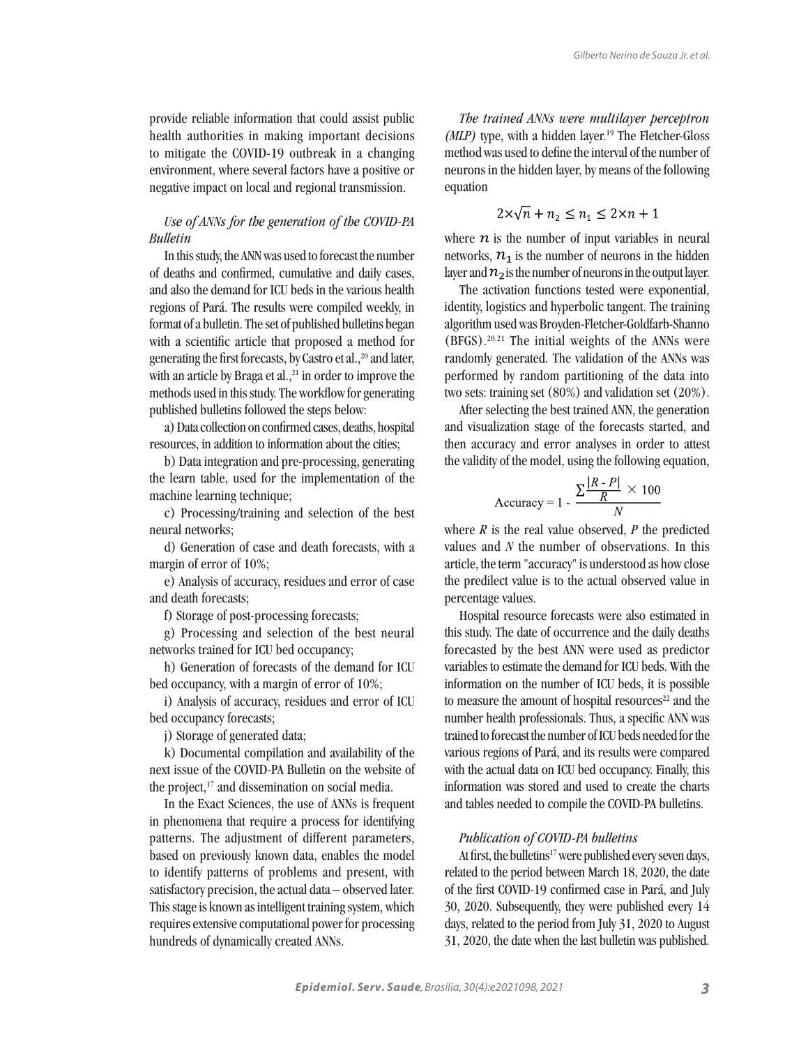provide reliable information that could assist public health authorities in making important decisions to mitigate the COVID-19 outbreak in a changing environment, where several factors have a positive or negative impact on local and regional transmission.

### *Use of ANNs for the generation of the COVID-PA Bulletin*

In this study, the ANN was used to forecast the number of deaths and confirmed, cumulative and daily cases, and also the demand for ICU beds in the various health regions of Pará. The results were compiled weekly, in format of a bulletin. The set of published bulletins began with a scientific article that proposed a method for generating the first forecasts, by Castro et al.,[20] and later, with an article by Braga et al.,[21] in order to improve the methods used in this study. The workflow for generating published bulletins followed the steps below:

a) Data collection on confirmed cases, deaths, hospital resources, in addition to information about the cities;

b) Data integration and pre-processing, generating the learn table, used for the implementation of the machine learning technique;

c) Processing/training and selection of the best neural networks;

d) Generation of case and death forecasts, with a margin of error of 10%;

e) Analysis of accuracy, residues and error of case and death forecasts;

f) Storage of post-processing forecasts;

g) Processing and selection of the best neural networks trained for ICU bed occupancy;

h) Generation of forecasts of the demand for ICU bed occupancy, with a margin of error of 10%;

i) Analysis of accuracy, residues and error of ICU bed occupancy forecasts;

j) Storage of generated data;

k) Documental compilation and availability of the next issue of the COVID-PA Bulletin on the website of the project,[17] and dissemination on social media.

In the Exact Sciences, the use of ANNs is frequent in phenomena that require a process for identifying patterns. The adjustment of different parameters, based on previously known data, enables the model to identify patterns of problems and present, with satisfactory precision, the actual data – observed later. This stage is known as intelligent training system, which requires extensive computational power for processing hundreds of dynamically created ANNs.

*The trained ANNs were multilayer perceptron (MLP)* type, with a hidden layer.[19] The Fletcher-Gloss method was used to define the interval of the number of neurons in the hidden layer, by means of the following equation

$$2\times\sqrt{n} + n_2 \leq n_1 \leq 2\times n + 1$$

where $n$ is the number of input variables in neural networks, $n_1$ is the number of neurons in the hidden layer and $n_2$ is the number of neurons in the output layer.

The activation functions tested were exponential, identity, logistics and hyperbolic tangent. The training algorithm used was Broyden-Fletcher-Goldfarb-Shanno (BFGS).[20,21] The initial weights of the ANNs were randomly generated. The validation of the ANNs was performed by random partitioning of the data into two sets: training set (80%) and validation set (20%).

After selecting the best trained ANN, the generation and visualization stage of the forecasts started, and then accuracy and error analyses in order to attest the validity of the model, using the following equation,

$$\text{Accuracy} = 1 - \frac{\sum \frac{|R - P|}{R} \times 100}{N}$$

where *R* is the real value observed, *P* the predicted values and *N* the number of observations. In this article, the term "accuracy" is understood as how close the predilect value is to the actual observed value in percentage values.

Hospital resource forecasts were also estimated in this study. The date of occurrence and the daily deaths forecasted by the best ANN were used as predictor variables to estimate the demand for ICU beds. With the information on the number of ICU beds, it is possible to measure the amount of hospital resources[22] and the number health professionals. Thus, a specific ANN was trained to forecast the number of ICU beds needed for the various regions of Pará, and its results were compared with the actual data on ICU bed occupancy. Finally, this information was stored and used to create the charts and tables needed to compile the COVID-PA bulletins.

### *Publication of COVID-PA bulletins*

At first, the bulletins[17] were published every seven days, related to the period between March 18, 2020, the date of the first COVID-19 confirmed case in Pará, and July 30, 2020. Subsequently, they were published every 14 days, related to the period from July 31, 2020 to August 31, 2020, the date when the last bulletin was published.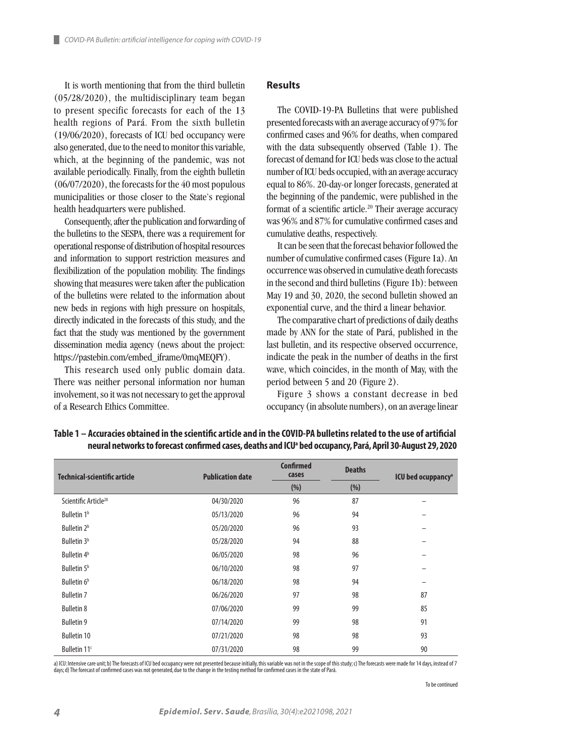It is worth mentioning that from the third bulletin (05/28/2020), the multidisciplinary team began to present specific forecasts for each of the 13 health regions of Pará. From the sixth bulletin (19/06/2020), forecasts of ICU bed occupancy were also generated, due to the need to monitor this variable, which, at the beginning of the pandemic, was not available periodically. Finally, from the eighth bulletin (06/07/2020), the forecasts for the 40 most populous municipalities or those closer to the State's regional health headquarters were published.

Consequently, after the publication and forwarding of the bulletins to the SESPA, there was a requirement for operational response of distribution of hospital resources and information to support restriction measures and flexibilization of the population mobility. The findings showing that measures were taken after the publication of the bulletins were related to the information about new beds in regions with high pressure on hospitals, directly indicated in the forecasts of this study, and the fact that the study was mentioned by the government dissemination media agency (news about the project: https://pastebin.com/embed_iframe/0mqMEQFY).

This research used only public domain data. There was neither personal information nor human involvement, so it was not necessary to get the approval of a Research Ethics Committee.

## Results

The COVID-19-PA Bulletins that were published presented forecasts with an average accuracy of 97% for confirmed cases and 96% for deaths, when compared with the data subsequently observed (Table 1). The forecast of demand for ICU beds was close to the actual number of ICU beds occupied, with an average accuracy equal to 86%. 20-day-or longer forecasts, generated at the beginning of the pandemic, were published in the format of a scientific article.[20] Their average accuracy was 96% and 87% for cumulative confirmed cases and cumulative deaths, respectively.

It can be seen that the forecast behavior followed the number of cumulative confirmed cases (Figure 1a). An occurrence was observed in cumulative death forecasts in the second and third bulletins (Figure 1b): between May 19 and 30, 2020, the second bulletin showed an exponential curve, and the third a linear behavior.

The comparative chart of predictions of daily deaths made by ANN for the state of Pará, published in the last bulletin, and its respective observed occurrence, indicate the peak in the number of deaths in the first wave, which coincides, in the month of May, with the period between 5 and 20 (Figure 2).

Figure 3 shows a constant decrease in bed occupancy (in absolute numbers), on an average linear

**Table 1 – Accuracies obtained in the scientific article and in the COVID-PA bulletins related to the use of artificial neural networks to forecast confirmed cases, deaths and ICU[a] bed occupancy, Pará, April 30-August 29, 2020**

| Technical-scientific article | Publication date | Confirmed cases (%) | Deaths (%) | ICU bed ocuppancy[a] |
|---|---|---|---|---|
| Scientific Article[20] | 04/30/2020 | 96 | 87 | – |
| Bulletin 1[b] | 05/13/2020 | 96 | 94 | – |
| Bulletin 2[b] | 05/20/2020 | 96 | 93 | – |
| Bulletin 3[b] | 05/28/2020 | 94 | 88 | – |
| Bulletin 4[b] | 06/05/2020 | 98 | 96 | – |
| Bulletin 5[b] | 06/10/2020 | 98 | 97 | – |
| Bulletin 6[b] | 06/18/2020 | 98 | 94 | – |
| Bulletin 7 | 06/26/2020 | 97 | 98 | 87 |
| Bulletin 8 | 07/06/2020 | 99 | 99 | 85 |
| Bulletin 9 | 07/14/2020 | 99 | 98 | 91 |
| Bulletin 10 | 07/21/2020 | 98 | 98 | 93 |
| Bulletin 11[c] | 07/31/2020 | 98 | 99 | 90 |

a) ICU: Intensive care unit; b) The forecasts of ICU bed occupancy were not presented because initially, this variable was not in the scope of this study; c) The forecasts were made for 14 days, instead of 7 days; d) The forecast of confirmed cases was not generated, due to the change in the testing method for confirmed cases in the state of Pará.

To be continued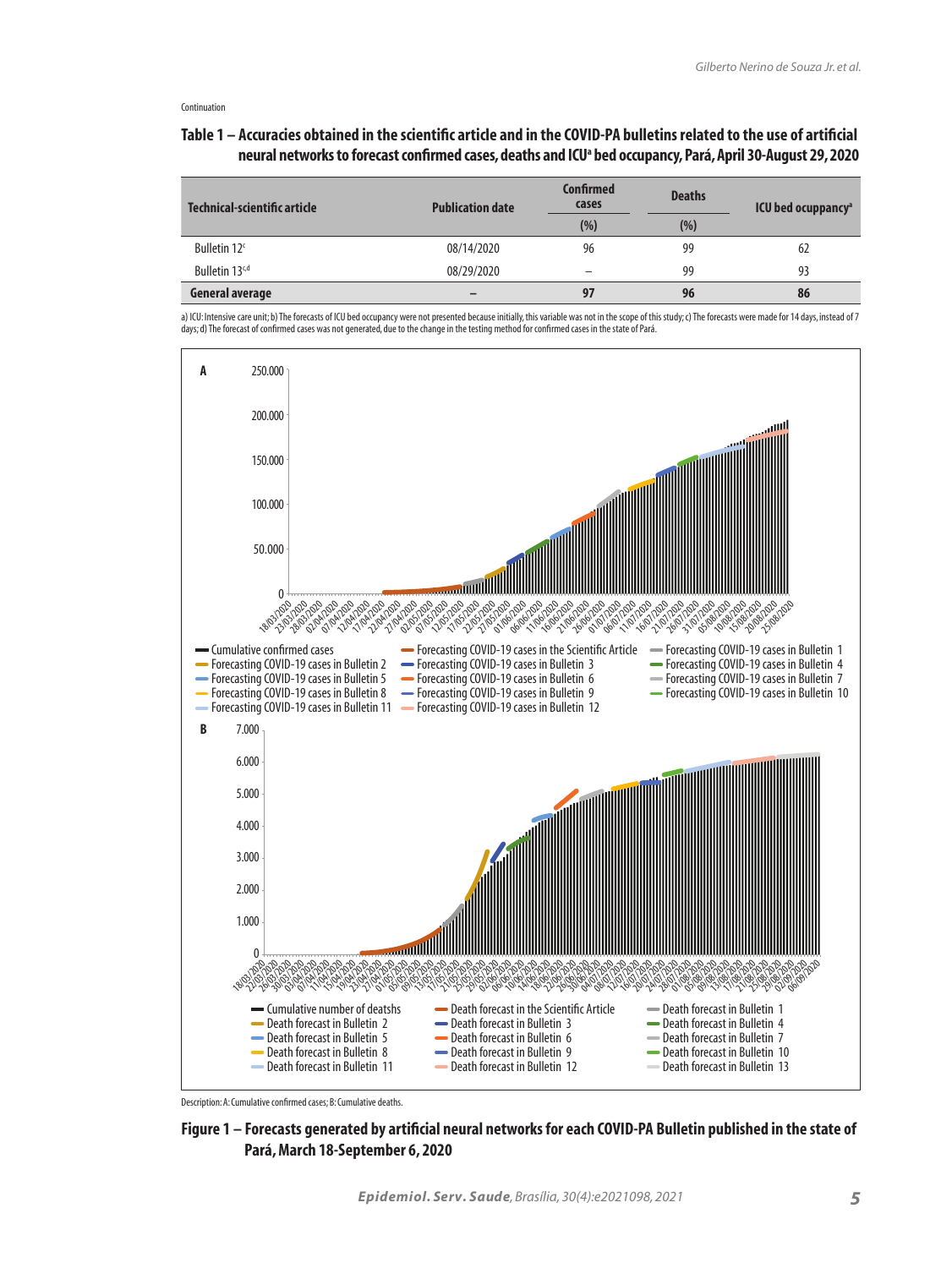Continuation

**Table 1 – Accuracies obtained in the scientific article and in the COVID-PA bulletins related to the use of artificial neural networks to forecast confirmed cases, deaths and ICU[a] bed occupancy, Pará, April 30-August 29, 2020**

| Technical-scientific article | Publication date | Confirmed cases | Deaths | ICU bed ocuppancy[a] |
|---|---|---|---|---|
| | | (%) | (%) | |
| Bulletin 12[c] | 08/14/2020 | 96 | 99 | 62 |
| Bulletin 13[c,d] | 08/29/2020 | – | 99 | 93 |
| **General average** | **–** | **97** | **96** | **86** |

a) ICU: Intensive care unit; b) The forecasts of ICU bed occupancy were not presented because initially, this variable was not in the scope of this study; c) The forecasts were made for 14 days, instead of 7 days; d) The forecast of confirmed cases was not generated, due to the change in the testing method for confirmed cases in the state of Pará.

Description: A: Cumulative confirmed cases; B: Cumulative deaths.

**Figure 1 – Forecasts generated by artificial neural networks for each COVID-PA Bulletin published in the state of Pará, March 18-September 6, 2020**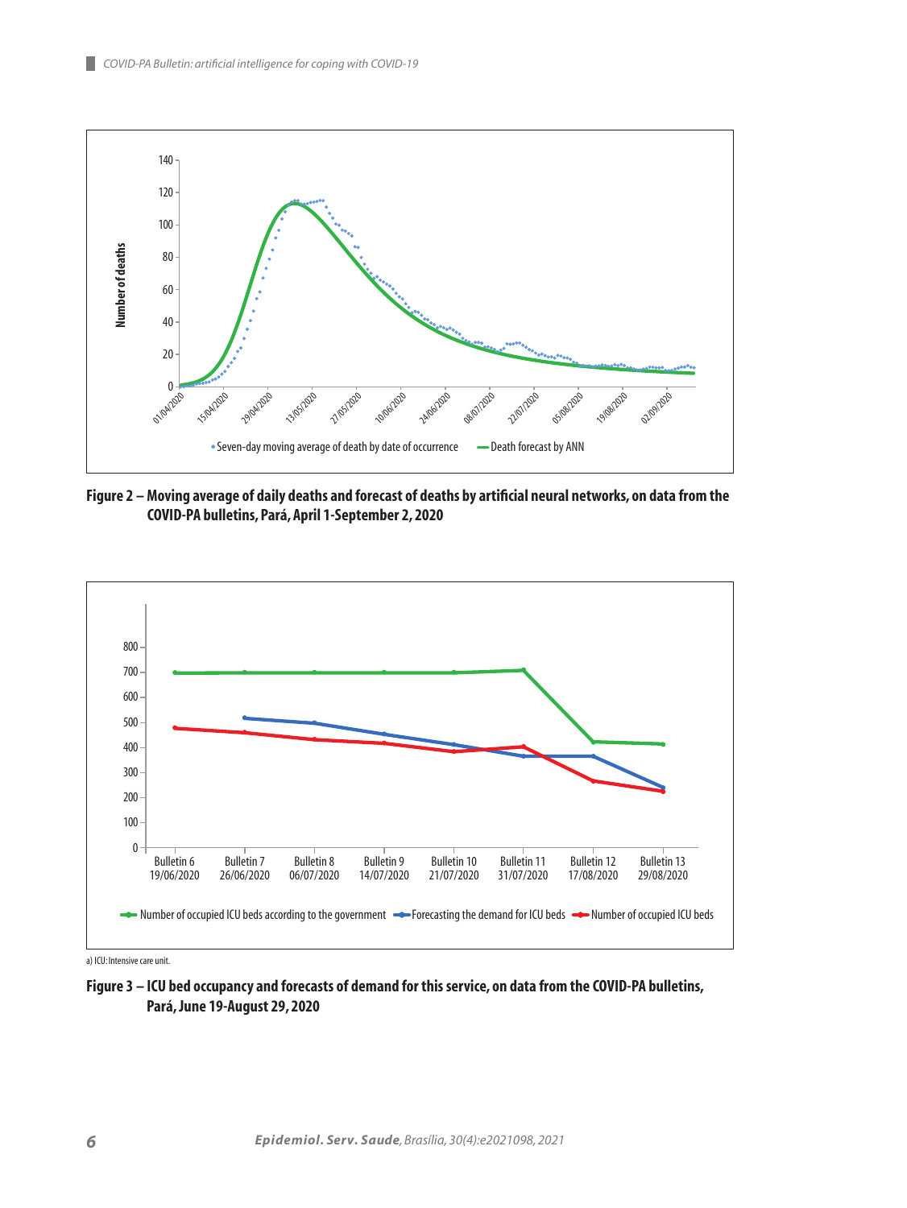Figure 2 – Moving average of daily deaths and forecast of deaths by artificial neural networks, on data from the COVID-PA bulletins, Pará, April 1-September 2, 2020

a) ICU: Intensive care unit.

Figure 3 – ICU bed occupancy and forecasts of demand for this service, on data from the COVID-PA bulletins, Pará, June 19-August 29, 2020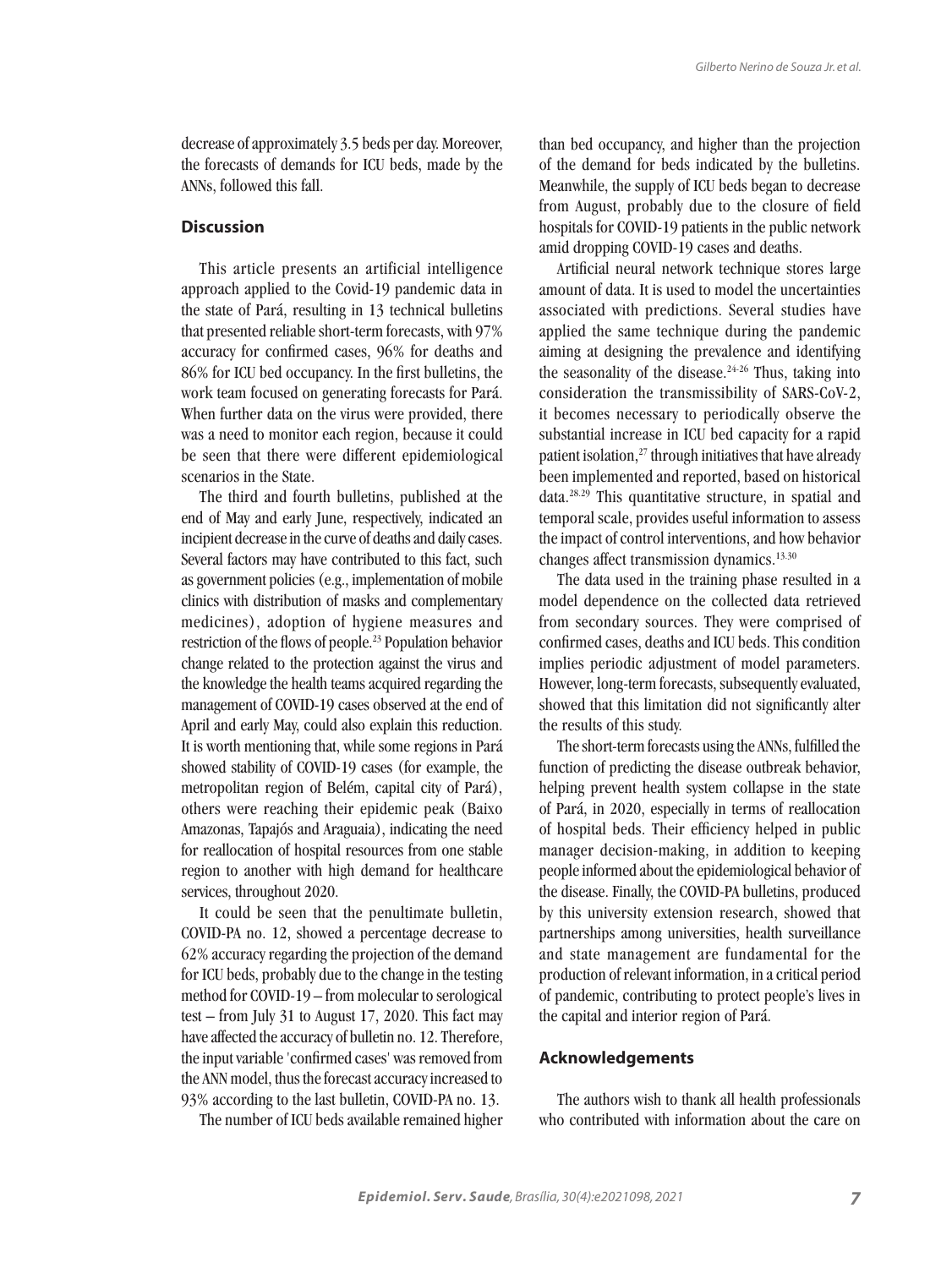decrease of approximately 3.5 beds per day. Moreover, the forecasts of demands for ICU beds, made by the ANNs, followed this fall.

## Discussion

This article presents an artificial intelligence approach applied to the Covid-19 pandemic data in the state of Pará, resulting in 13 technical bulletins that presented reliable short-term forecasts, with 97% accuracy for confirmed cases, 96% for deaths and 86% for ICU bed occupancy. In the first bulletins, the work team focused on generating forecasts for Pará. When further data on the virus were provided, there was a need to monitor each region, because it could be seen that there were different epidemiological scenarios in the State.

The third and fourth bulletins, published at the end of May and early June, respectively, indicated an incipient decrease in the curve of deaths and daily cases. Several factors may have contributed to this fact, such as government policies (e.g., implementation of mobile clinics with distribution of masks and complementary medicines), adoption of hygiene measures and restriction of the flows of people.[23] Population behavior change related to the protection against the virus and the knowledge the health teams acquired regarding the management of COVID-19 cases observed at the end of April and early May, could also explain this reduction. It is worth mentioning that, while some regions in Pará showed stability of COVID-19 cases (for example, the metropolitan region of Belém, capital city of Pará), others were reaching their epidemic peak (Baixo Amazonas, Tapajós and Araguaia), indicating the need for reallocation of hospital resources from one stable region to another with high demand for healthcare services, throughout 2020.

It could be seen that the penultimate bulletin, COVID-PA no. 12, showed a percentage decrease to 62% accuracy regarding the projection of the demand for ICU beds, probably due to the change in the testing method for COVID-19 – from molecular to serological test – from July 31 to August 17, 2020. This fact may have affected the accuracy of bulletin no. 12. Therefore, the input variable 'confirmed cases' was removed from the ANN model, thus the forecast accuracy increased to 93% according to the last bulletin, COVID-PA no. 13.

The number of ICU beds available remained higher than bed occupancy, and higher than the projection of the demand for beds indicated by the bulletins. Meanwhile, the supply of ICU beds began to decrease from August, probably due to the closure of field hospitals for COVID-19 patients in the public network amid dropping COVID-19 cases and deaths.

Artificial neural network technique stores large amount of data. It is used to model the uncertainties associated with predictions. Several studies have applied the same technique during the pandemic aiming at designing the prevalence and identifying the seasonality of the disease.[24-26] Thus, taking into consideration the transmissibility of SARS-CoV-2, it becomes necessary to periodically observe the substantial increase in ICU bed capacity for a rapid patient isolation,[27] through initiatives that have already been implemented and reported, based on historical data.[28,29] This quantitative structure, in spatial and temporal scale, provides useful information to assess the impact of control interventions, and how behavior changes affect transmission dynamics.[13,30]

The data used in the training phase resulted in a model dependence on the collected data retrieved from secondary sources. They were comprised of confirmed cases, deaths and ICU beds. This condition implies periodic adjustment of model parameters. However, long-term forecasts, subsequently evaluated, showed that this limitation did not significantly alter the results of this study.

The short-term forecasts using the ANNs, fulfilled the function of predicting the disease outbreak behavior, helping prevent health system collapse in the state of Pará, in 2020, especially in terms of reallocation of hospital beds. Their efficiency helped in public manager decision-making, in addition to keeping people informed about the epidemiological behavior of the disease. Finally, the COVID-PA bulletins, produced by this university extension research, showed that partnerships among universities, health surveillance and state management are fundamental for the production of relevant information, in a critical period of pandemic, contributing to protect people's lives in the capital and interior region of Pará.

## Acknowledgements

The authors wish to thank all health professionals who contributed with information about the care on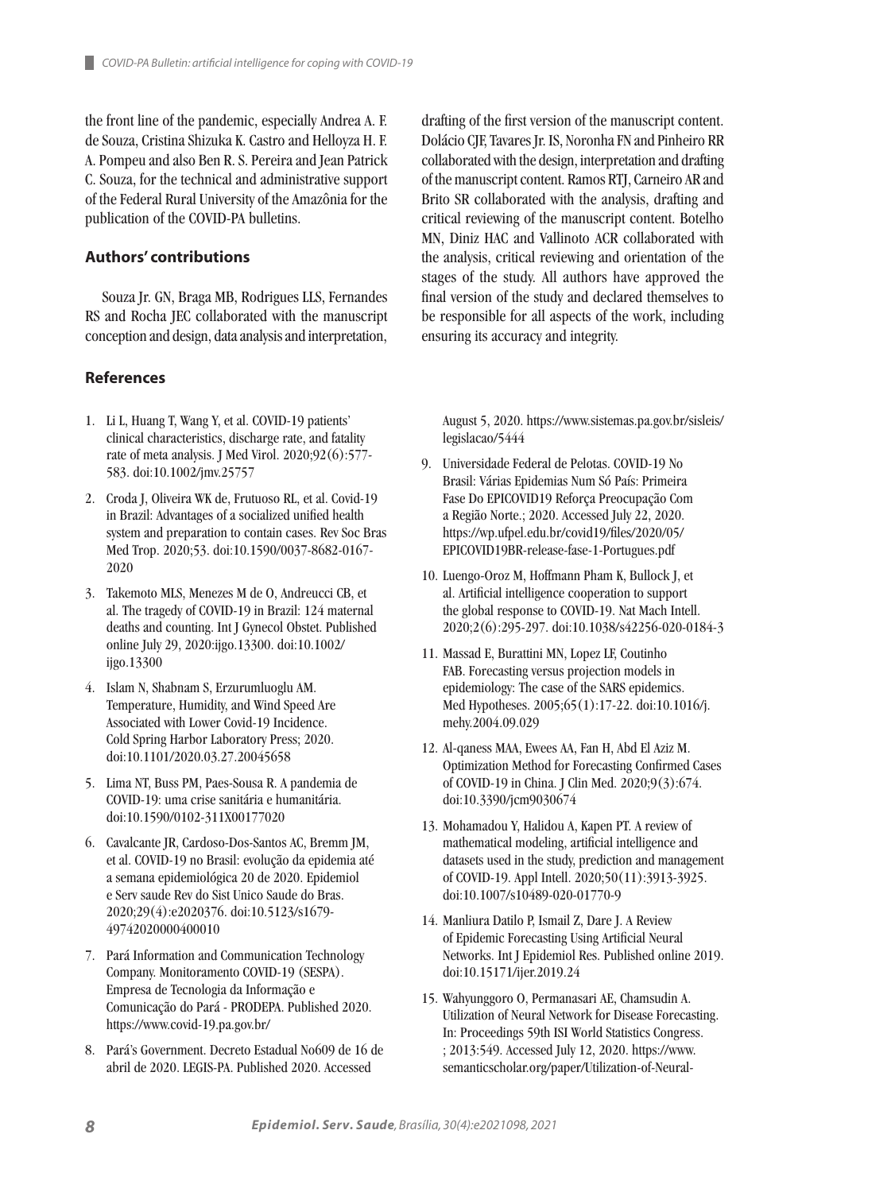the front line of the pandemic, especially Andrea A. F. de Souza, Cristina Shizuka K. Castro and Helloyza H. F. A. Pompeu and also Ben R. S. Pereira and Jean Patrick C. Souza, for the technical and administrative support of the Federal Rural University of the Amazônia for the publication of the COVID-PA bulletins.

## Authors' contributions

Souza Jr. GN, Braga MB, Rodrigues LLS, Fernandes RS and Rocha JEC collaborated with the manuscript conception and design, data analysis and interpretation, drafting of the first version of the manuscript content. Dolácio CJF, Tavares Jr. IS, Noronha FN and Pinheiro RR collaborated with the design, interpretation and drafting of the manuscript content. Ramos RTJ, Carneiro AR and Brito SR collaborated with the analysis, drafting and critical reviewing of the manuscript content. Botelho MN, Diniz HAC and Vallinoto ACR collaborated with the analysis, critical reviewing and orientation of the stages of the study. All authors have approved the final version of the study and declared themselves to be responsible for all aspects of the work, including ensuring its accuracy and integrity.

## References

1. Li L, Huang T, Wang Y, et al. COVID-19 patients' clinical characteristics, discharge rate, and fatality rate of meta analysis. J Med Virol. 2020;92(6):577-583. doi:10.1002/jmv.25757
2. Croda J, Oliveira WK de, Frutuoso RL, et al. Covid-19 in Brazil: Advantages of a socialized unified health system and preparation to contain cases. Rev Soc Bras Med Trop. 2020;53. doi:10.1590/0037-8682-0167-2020
3. Takemoto MLS, Menezes M de O, Andreucci CB, et al. The tragedy of COVID-19 in Brazil: 124 maternal deaths and counting. Int J Gynecol Obstet. Published online July 29, 2020:ijgo.13300. doi:10.1002/ijgo.13300
4. Islam N, Shabnam S, Erzurumluoglu AM. Temperature, Humidity, and Wind Speed Are Associated with Lower Covid-19 Incidence. Cold Spring Harbor Laboratory Press; 2020. doi:10.1101/2020.03.27.20045658
5. Lima NT, Buss PM, Paes-Sousa R. A pandemia de COVID-19: uma crise sanitária e humanitária. doi:10.1590/0102-311X00177020
6. Cavalcante JR, Cardoso-Dos-Santos AC, Bremm JM, et al. COVID-19 no Brasil: evolução da epidemia até a semana epidemiológica 20 de 2020. Epidemiol e Serv saude Rev do Sist Unico Saude do Bras. 2020;29(4):e2020376. doi:10.5123/s1679-49742020000400010
7. Pará Information and Communication Technology Company. Monitoramento COVID-19 (SESPA). Empresa de Tecnologia da Informação e Comunicação do Pará - PRODEPA. Published 2020. https://www.covid-19.pa.gov.br/
8. Pará's Government. Decreto Estadual No609 de 16 de abril de 2020. LEGIS-PA. Published 2020. Accessed August 5, 2020. https://www.sistemas.pa.gov.br/sisleis/legislacao/5444
9. Universidade Federal de Pelotas. COVID-19 No Brasil: Várias Epidemias Num Só País: Primeira Fase Do EPICOVID19 Reforça Preocupação Com a Região Norte.; 2020. Accessed July 22, 2020. https://wp.ufpel.edu.br/covid19/files/2020/05/EPICOVID19BR-release-fase-1-Portugues.pdf
10. Luengo-Oroz M, Hoffmann Pham K, Bullock J, et al. Artificial intelligence cooperation to support the global response to COVID-19. Nat Mach Intell. 2020;2(6):295-297. doi:10.1038/s42256-020-0184-3
11. Massad E, Burattini MN, Lopez LF, Coutinho FAB. Forecasting versus projection models in epidemiology: The case of the SARS epidemics. Med Hypotheses. 2005;65(1):17-22. doi:10.1016/j.mehy.2004.09.029
12. Al-qaness MAA, Ewees AA, Fan H, Abd El Aziz M. Optimization Method for Forecasting Confirmed Cases of COVID-19 in China. J Clin Med. 2020;9(3):674. doi:10.3390/jcm9030674
13. Mohamadou Y, Halidou A, Kapen PT. A review of mathematical modeling, artificial intelligence and datasets used in the study, prediction and management of COVID-19. Appl Intell. 2020;50(11):3913-3925. doi:10.1007/s10489-020-01770-9
14. Manliura Datilo P, Ismail Z, Dare J. A Review of Epidemic Forecasting Using Artificial Neural Networks. Int J Epidemiol Res. Published online 2019. doi:10.15171/ijer.2019.24
15. Wahyunggoro O, Permanasari AE, Chamsudin A. Utilization of Neural Network for Disease Forecasting. In: Proceedings 59th ISI World Statistics Congress. ; 2013:549. Accessed July 12, 2020. https://www.semanticscholar.org/paper/Utilization-of-Neural-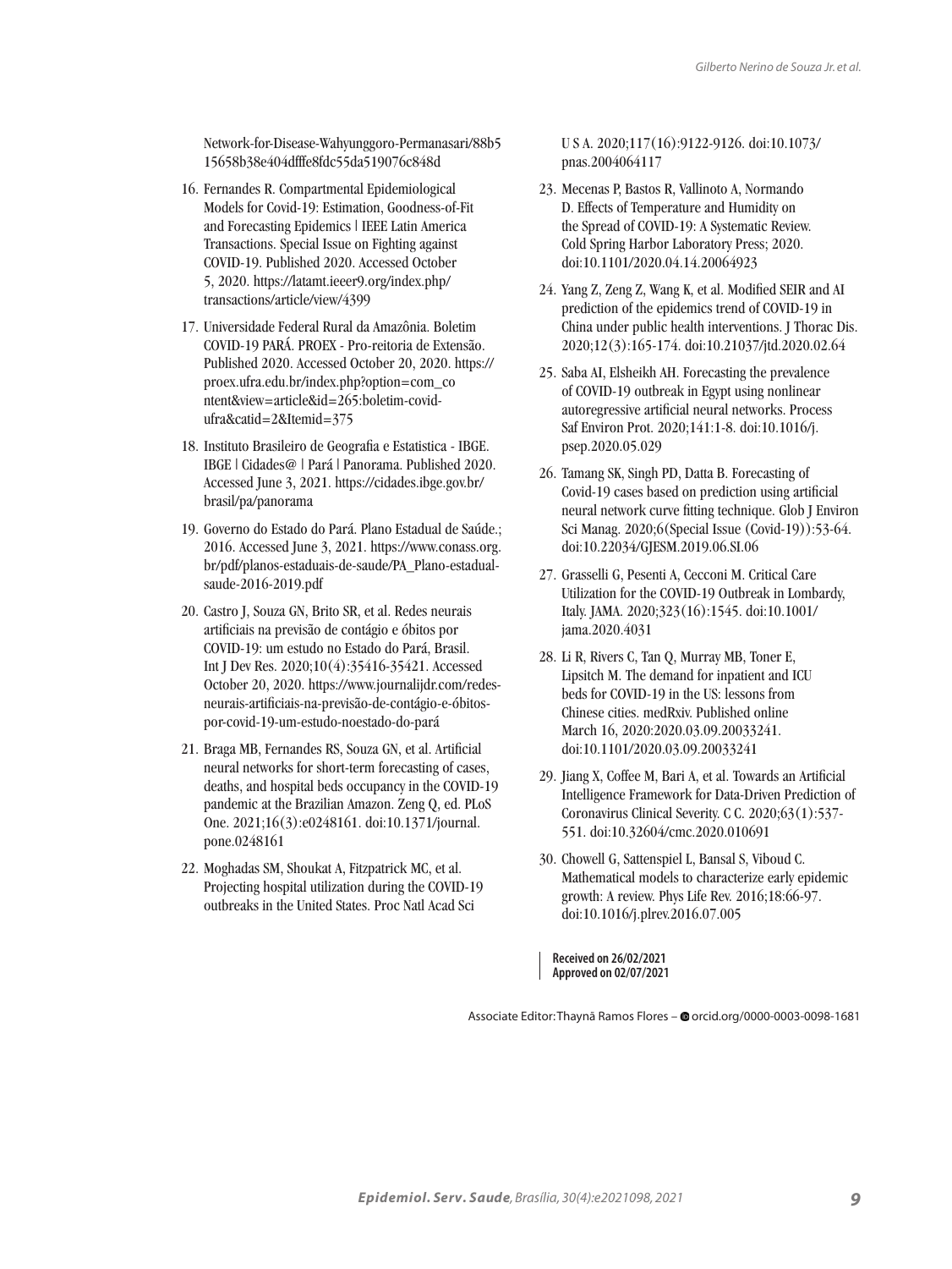Network-for-Disease-Wahyunggoro-Permanasari/88b515658b38e404dfffe8fdc55da519076c848d

16. Fernandes R. Compartmental Epidemiological Models for Covid-19: Estimation, Goodness-of-Fit and Forecasting Epidemics | IEEE Latin America Transactions. Special Issue on Fighting against COVID-19. Published 2020. Accessed October 5, 2020. https://latamt.ieeer9.org/index.php/transactions/article/view/4399

17. Universidade Federal Rural da Amazônia. Boletim COVID-19 PARÁ. PROEX - Pro-reitoria de Extensão. Published 2020. Accessed October 20, 2020. https://proex.ufra.edu.br/index.php?option=com_content&view=article&id=265:boletim-covid-ufra&catid=2&Itemid=375

18. Instituto Brasileiro de Geografia e Estatistica - IBGE. IBGE | Cidades@ | Pará | Panorama. Published 2020. Accessed June 3, 2021. https://cidades.ibge.gov.br/brasil/pa/panorama

19. Governo do Estado do Pará. Plano Estadual de Saúde.; 2016. Accessed June 3, 2021. https://www.conass.org.br/pdf/planos-estaduais-de-saude/PA_Plano-estadual-saude-2016-2019.pdf

20. Castro J, Souza GN, Brito SR, et al. Redes neurais artificiais na previsão de contágio e óbitos por COVID-19: um estudo no Estado do Pará, Brasil. Int J Dev Res. 2020;10(4):35416-35421. Accessed October 20, 2020. https://www.journalijdr.com/redes-neurais-artificiais-na-previsão-de-contágio-e-óbitos-por-covid-19-um-estudo-noestado-do-pará

21. Braga MB, Fernandes RS, Souza GN, et al. Artificial neural networks for short-term forecasting of cases, deaths, and hospital beds occupancy in the COVID-19 pandemic at the Brazilian Amazon. Zeng Q, ed. PLoS One. 2021;16(3):e0248161. doi:10.1371/journal.pone.0248161

22. Moghadas SM, Shoukat A, Fitzpatrick MC, et al. Projecting hospital utilization during the COVID-19 outbreaks in the United States. Proc Natl Acad Sci U S A. 2020;117(16):9122-9126. doi:10.1073/pnas.2004064117

23. Mecenas P, Bastos R, Vallinoto A, Normando D. Effects of Temperature and Humidity on the Spread of COVID-19: A Systematic Review. Cold Spring Harbor Laboratory Press; 2020. doi:10.1101/2020.04.14.20064923

24. Yang Z, Zeng Z, Wang K, et al. Modified SEIR and AI prediction of the epidemics trend of COVID-19 in China under public health interventions. J Thorac Dis. 2020;12(3):165-174. doi:10.21037/jtd.2020.02.64

25. Saba AI, Elsheikh AH. Forecasting the prevalence of COVID-19 outbreak in Egypt using nonlinear autoregressive artificial neural networks. Process Saf Environ Prot. 2020;141:1-8. doi:10.1016/j.psep.2020.05.029

26. Tamang SK, Singh PD, Datta B. Forecasting of Covid-19 cases based on prediction using artificial neural network curve fitting technique. Glob J Environ Sci Manag. 2020;6(Special Issue (Covid-19)):53-64. doi:10.22034/GJESM.2019.06.SI.06

27. Grasselli G, Pesenti A, Cecconi M. Critical Care Utilization for the COVID-19 Outbreak in Lombardy, Italy. JAMA. 2020;323(16):1545. doi:10.1001/jama.2020.4031

28. Li R, Rivers C, Tan Q, Murray MB, Toner E, Lipsitch M. The demand for inpatient and ICU beds for COVID-19 in the US: lessons from Chinese cities. medRxiv. Published online March 16, 2020:2020.03.09.20033241. doi:10.1101/2020.03.09.20033241

29. Jiang X, Coffee M, Bari A, et al. Towards an Artificial Intelligence Framework for Data-Driven Prediction of Coronavirus Clinical Severity. C C. 2020;63(1):537-551. doi:10.32604/cmc.2020.010691

30. Chowell G, Sattenspiel L, Bansal S, Viboud C. Mathematical models to characterize early epidemic growth: A review. Phys Life Rev. 2016;18:66-97. doi:10.1016/j.plrev.2016.07.005

**Received on 26/02/2021**
**Approved on 02/07/2021**

Associate Editor: Thaynã Ramos Flores – orcid.org/0000-0003-0098-1681